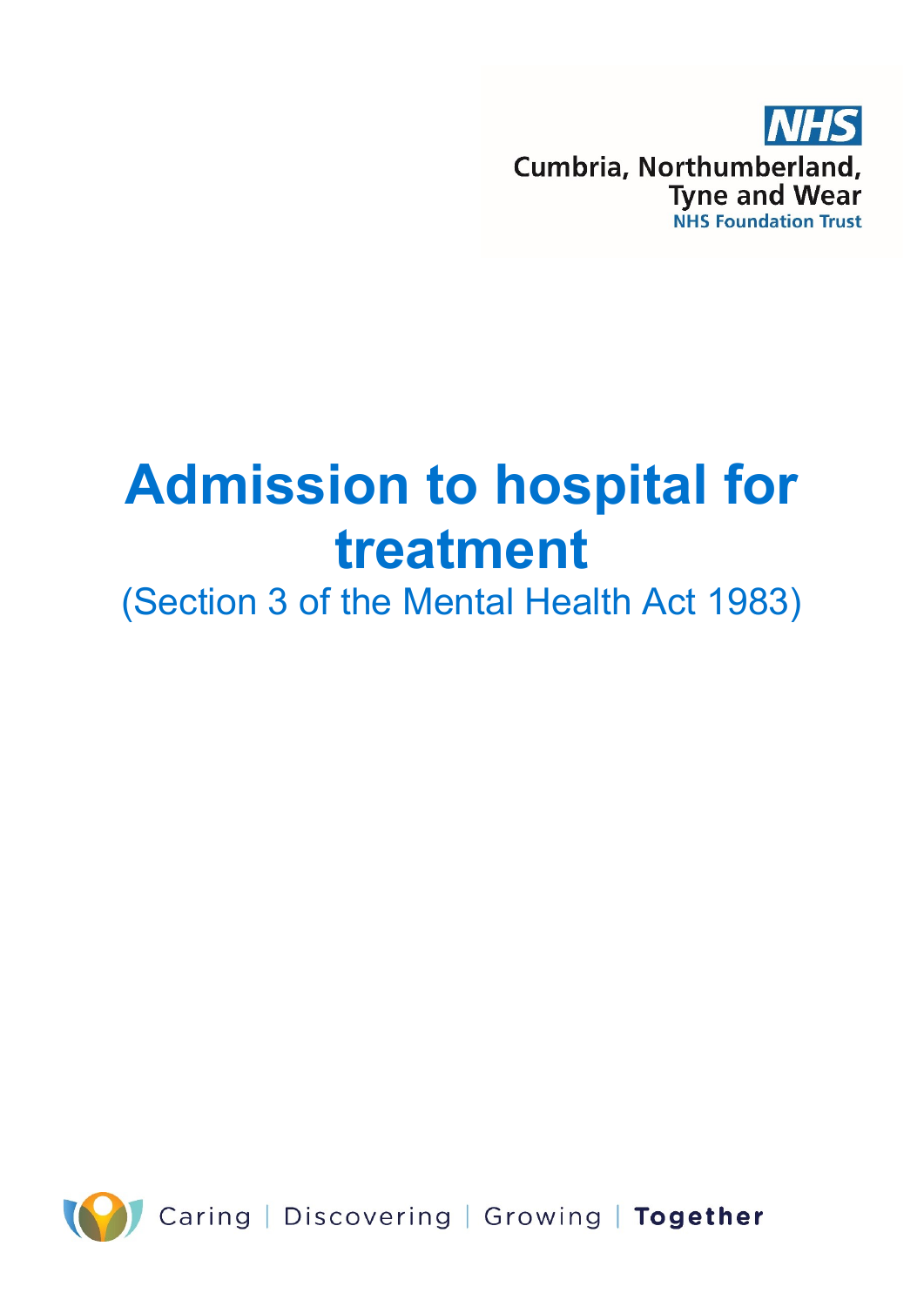NHS

Cumbria, Northumberland, Tyne and Wear

NHS Foundation Trust

# Admission to hospital for treatment

(Section 3 of the Mental Health Act 1983)

Caring | Discovering | Growing | **Together**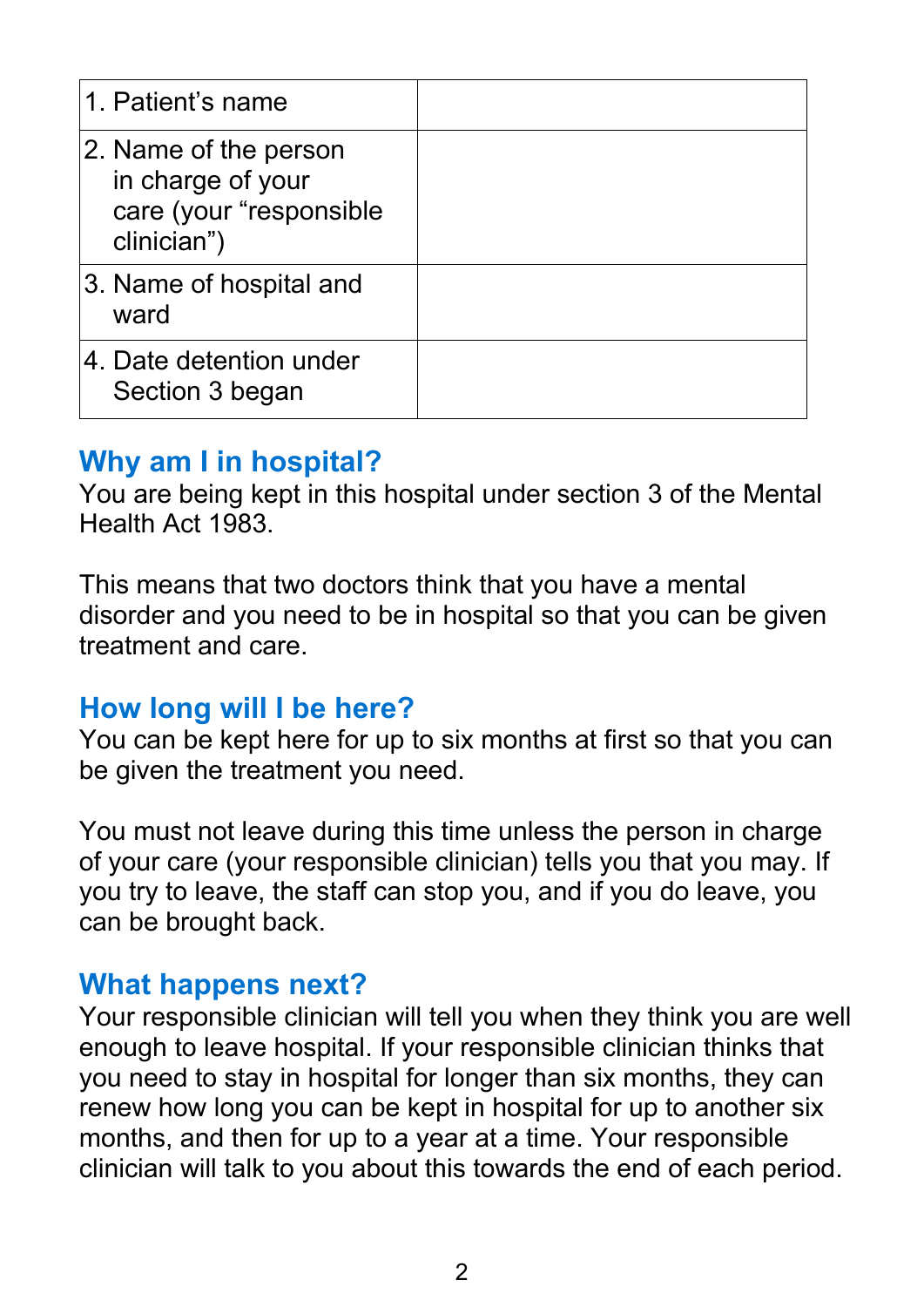| | |
|---|---|
| 1. Patient's name | |
| 2. Name of the person in charge of your care (your "responsible clinician") | |
| 3. Name of hospital and ward | |
| 4. Date detention under Section 3 began | |

## Why am I in hospital?

You are being kept in this hospital under section 3 of the Mental Health Act 1983.

This means that two doctors think that you have a mental disorder and you need to be in hospital so that you can be given treatment and care.

## How long will I be here?

You can be kept here for up to six months at first so that you can be given the treatment you need.

You must not leave during this time unless the person in charge of your care (your responsible clinician) tells you that you may. If you try to leave, the staff can stop you, and if you do leave, you can be brought back.

## What happens next?

Your responsible clinician will tell you when they think you are well enough to leave hospital. If your responsible clinician thinks that you need to stay in hospital for longer than six months, they can renew how long you can be kept in hospital for up to another six months, and then for up to a year at a time. Your responsible clinician will talk to you about this towards the end of each period.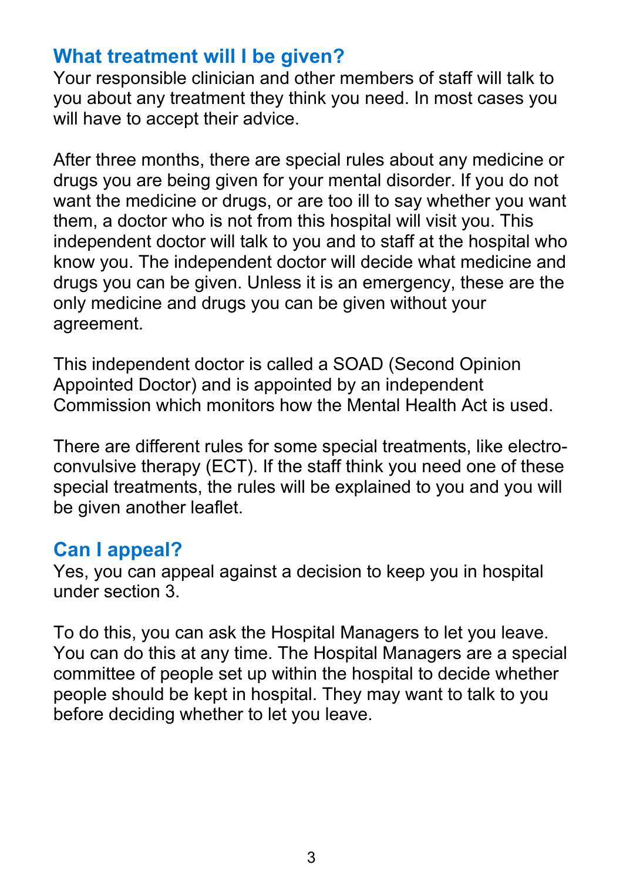## What treatment will I be given?

Your responsible clinician and other members of staff will talk to you about any treatment they think you need. In most cases you will have to accept their advice.

After three months, there are special rules about any medicine or drugs you are being given for your mental disorder. If you do not want the medicine or drugs, or are too ill to say whether you want them, a doctor who is not from this hospital will visit you. This independent doctor will talk to you and to staff at the hospital who know you. The independent doctor will decide what medicine and drugs you can be given. Unless it is an emergency, these are the only medicine and drugs you can be given without your agreement.

This independent doctor is called a SOAD (Second Opinion Appointed Doctor) and is appointed by an independent Commission which monitors how the Mental Health Act is used.

There are different rules for some special treatments, like electro-convulsive therapy (ECT). If the staff think you need one of these special treatments, the rules will be explained to you and you will be given another leaflet.

## Can I appeal?

Yes, you can appeal against a decision to keep you in hospital under section 3.

To do this, you can ask the Hospital Managers to let you leave. You can do this at any time. The Hospital Managers are a special committee of people set up within the hospital to decide whether people should be kept in hospital. They may want to talk to you before deciding whether to let you leave.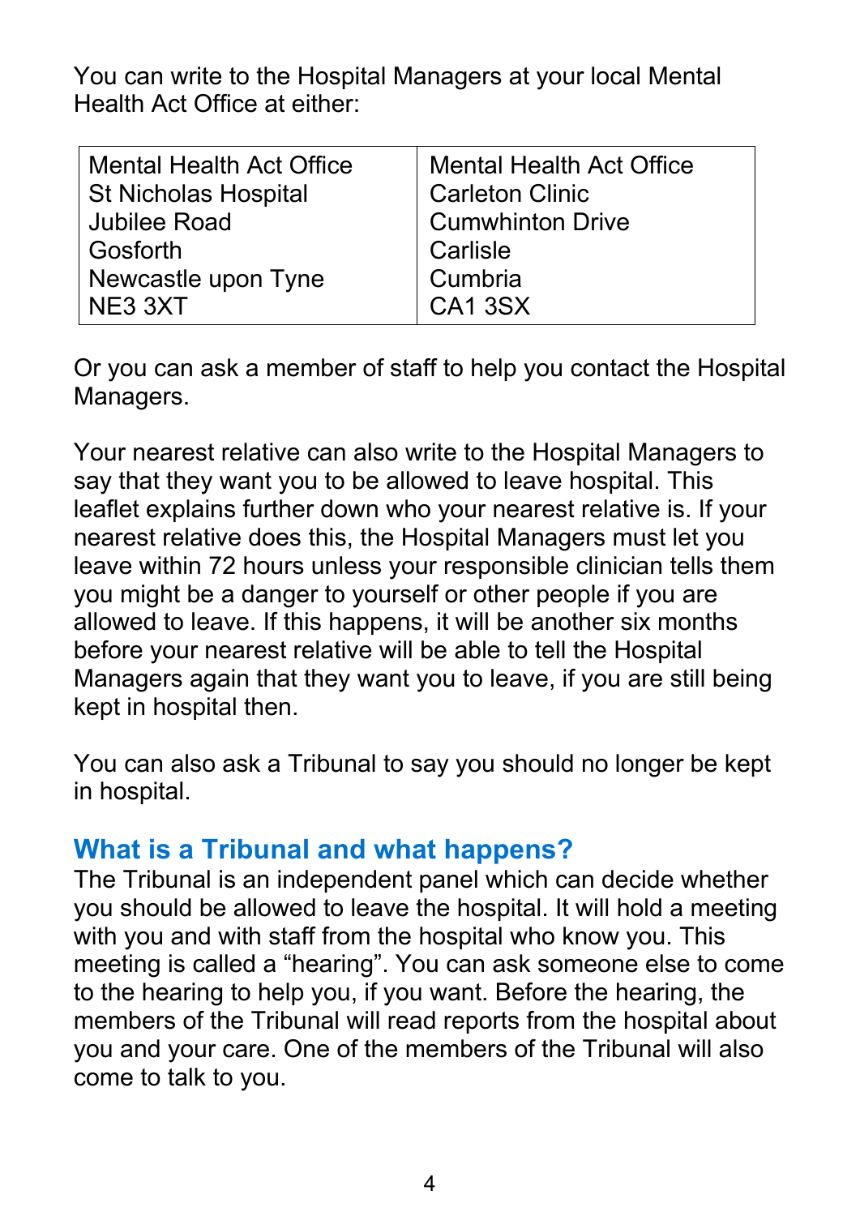You can write to the Hospital Managers at your local Mental Health Act Office at either:

| Mental Health Act Office<br>St Nicholas Hospital<br>Jubilee Road<br>Gosforth<br>Newcastle upon Tyne<br>NE3 3XT | Mental Health Act Office<br>Carleton Clinic<br>Cumwhinton Drive<br>Carlisle<br>Cumbria<br>CA1 3SX |
|---|---|

Or you can ask a member of staff to help you contact the Hospital Managers.

Your nearest relative can also write to the Hospital Managers to say that they want you to be allowed to leave hospital. This leaflet explains further down who your nearest relative is. If your nearest relative does this, the Hospital Managers must let you leave within 72 hours unless your responsible clinician tells them you might be a danger to yourself or other people if you are allowed to leave. If this happens, it will be another six months before your nearest relative will be able to tell the Hospital Managers again that they want you to leave, if you are still being kept in hospital then.

You can also ask a Tribunal to say you should no longer be kept in hospital.

## What is a Tribunal and what happens?

The Tribunal is an independent panel which can decide whether you should be allowed to leave the hospital. It will hold a meeting with you and with staff from the hospital who know you. This meeting is called a "hearing". You can ask someone else to come to the hearing to help you, if you want. Before the hearing, the members of the Tribunal will read reports from the hospital about you and your care. One of the members of the Tribunal will also come to talk to you.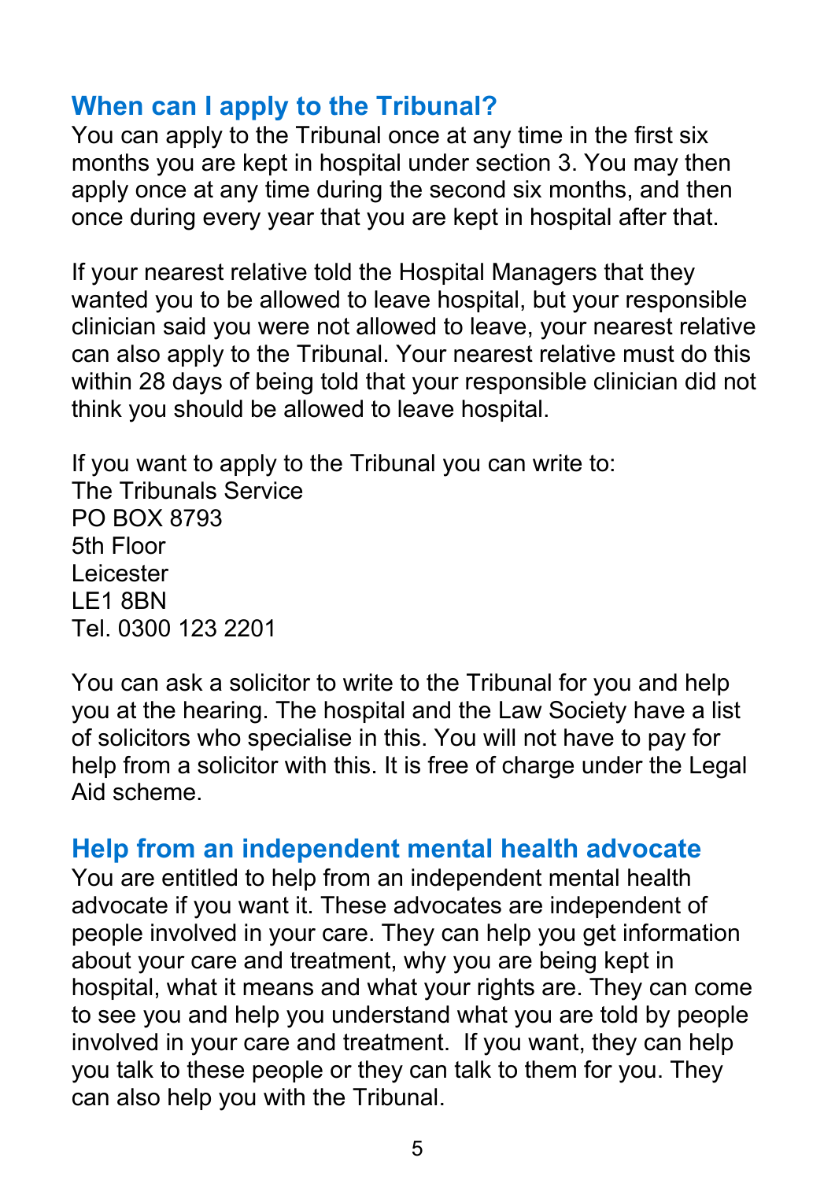## When can I apply to the Tribunal?

You can apply to the Tribunal once at any time in the first six months you are kept in hospital under section 3. You may then apply once at any time during the second six months, and then once during every year that you are kept in hospital after that.

If your nearest relative told the Hospital Managers that they wanted you to be allowed to leave hospital, but your responsible clinician said you were not allowed to leave, your nearest relative can also apply to the Tribunal. Your nearest relative must do this within 28 days of being told that your responsible clinician did not think you should be allowed to leave hospital.

If you want to apply to the Tribunal you can write to:
The Tribunals Service
PO BOX 8793
5th Floor
Leicester
LE1 8BN
Tel. 0300 123 2201

You can ask a solicitor to write to the Tribunal for you and help you at the hearing. The hospital and the Law Society have a list of solicitors who specialise in this. You will not have to pay for help from a solicitor with this. It is free of charge under the Legal Aid scheme.

## Help from an independent mental health advocate

You are entitled to help from an independent mental health advocate if you want it. These advocates are independent of people involved in your care. They can help you get information about your care and treatment, why you are being kept in hospital, what it means and what your rights are. They can come to see you and help you understand what you are told by people involved in your care and treatment. If you want, they can help you talk to these people or they can talk to them for you. They can also help you with the Tribunal.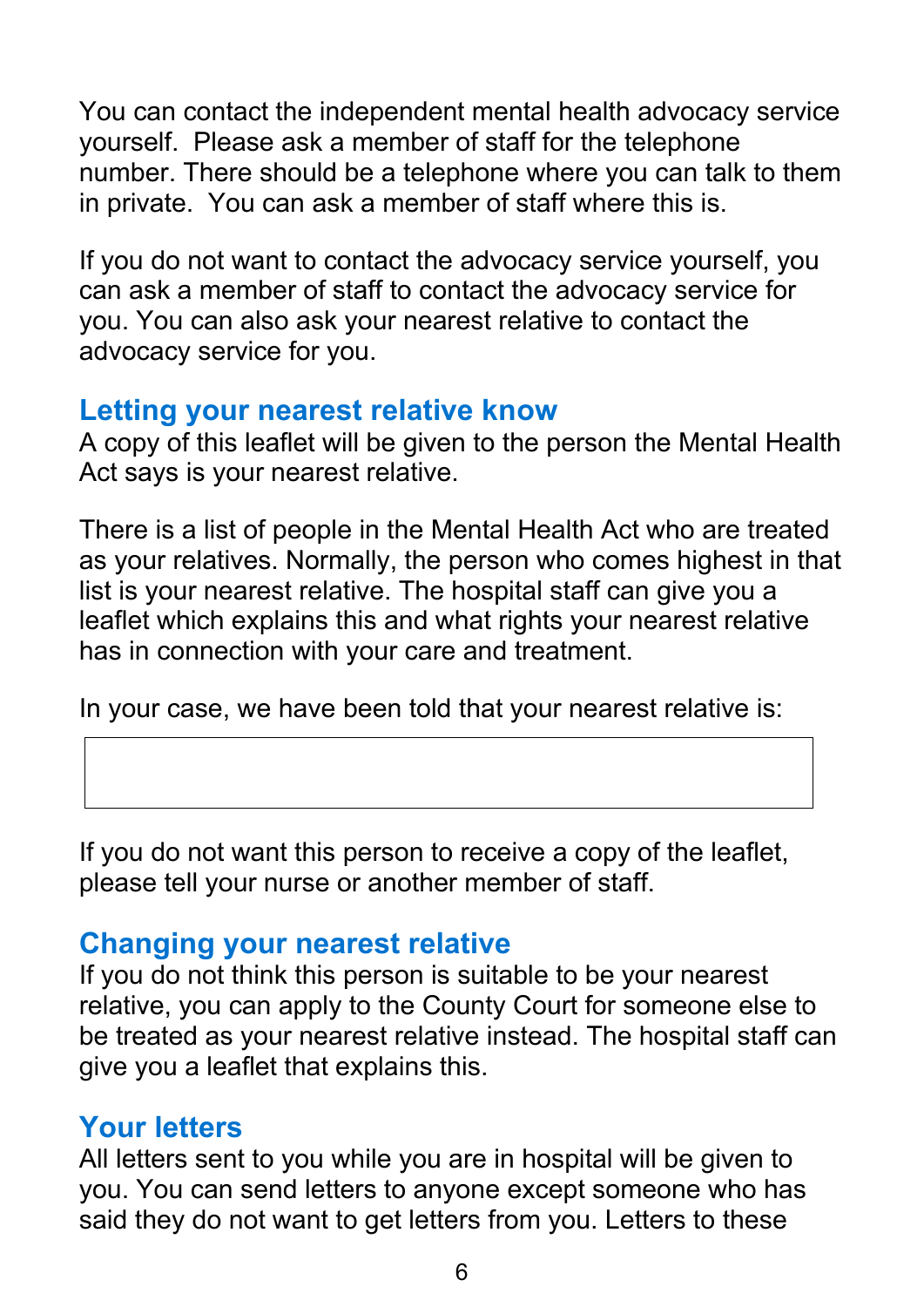You can contact the independent mental health advocacy service yourself. Please ask a member of staff for the telephone number. There should be a telephone where you can talk to them in private. You can ask a member of staff where this is.

If you do not want to contact the advocacy service yourself, you can ask a member of staff to contact the advocacy service for you. You can also ask your nearest relative to contact the advocacy service for you.

## Letting your nearest relative know

A copy of this leaflet will be given to the person the Mental Health Act says is your nearest relative.

There is a list of people in the Mental Health Act who are treated as your relatives. Normally, the person who comes highest in that list is your nearest relative. The hospital staff can give you a leaflet which explains this and what rights your nearest relative has in connection with your care and treatment.

In your case, we have been told that your nearest relative is:

|   |
|---|
|   |

If you do not want this person to receive a copy of the leaflet, please tell your nurse or another member of staff.

## Changing your nearest relative

If you do not think this person is suitable to be your nearest relative, you can apply to the County Court for someone else to be treated as your nearest relative instead. The hospital staff can give you a leaflet that explains this.

## Your letters

All letters sent to you while you are in hospital will be given to you. You can send letters to anyone except someone who has said they do not want to get letters from you. Letters to these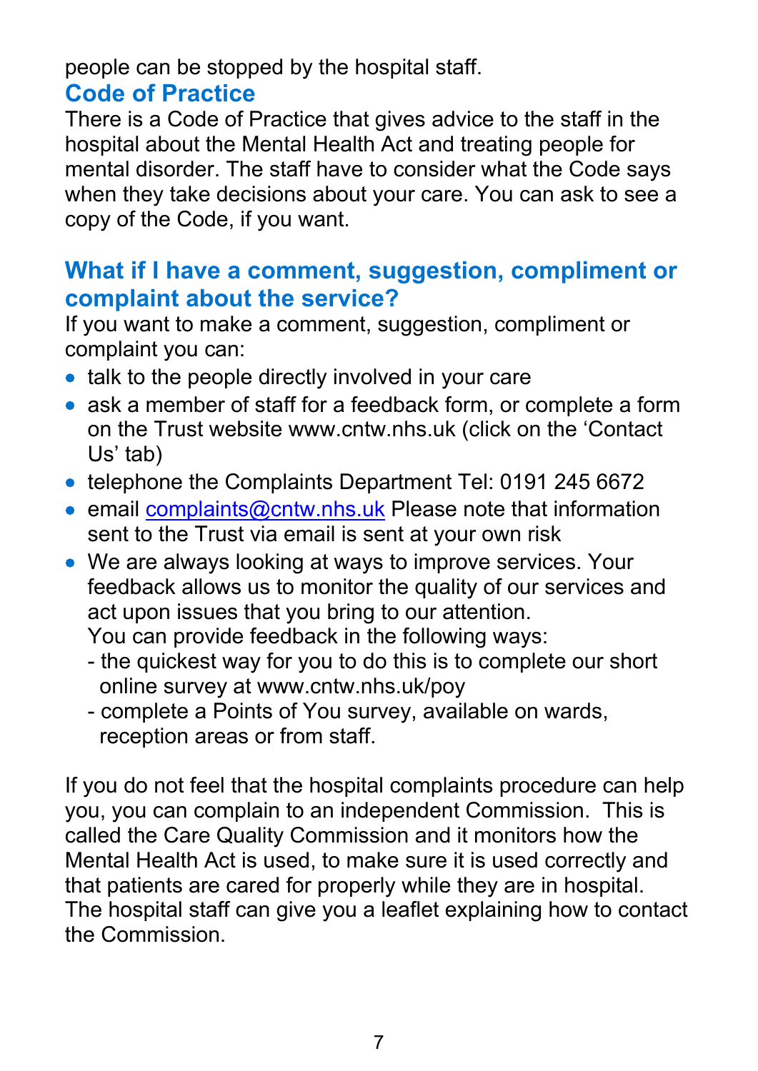people can be stopped by the hospital staff.

## Code of Practice

There is a Code of Practice that gives advice to the staff in the hospital about the Mental Health Act and treating people for mental disorder. The staff have to consider what the Code says when they take decisions about your care. You can ask to see a copy of the Code, if you want.

## What if I have a comment, suggestion, compliment or complaint about the service?

If you want to make a comment, suggestion, compliment or complaint you can:

- talk to the people directly involved in your care
- ask a member of staff for a feedback form, or complete a form on the Trust website www.cntw.nhs.uk (click on the 'Contact Us' tab)
- telephone the Complaints Department Tel: 0191 245 6672
- email complaints@cntw.nhs.uk Please note that information sent to the Trust via email is sent at your own risk
- We are always looking at ways to improve services. Your feedback allows us to monitor the quality of our services and act upon issues that you bring to our attention.
  You can provide feedback in the following ways:
  - the quickest way for you to do this is to complete our short online survey at www.cntw.nhs.uk/poy
  - complete a Points of You survey, available on wards, reception areas or from staff.

If you do not feel that the hospital complaints procedure can help you, you can complain to an independent Commission. This is called the Care Quality Commission and it monitors how the Mental Health Act is used, to make sure it is used correctly and that patients are cared for properly while they are in hospital. The hospital staff can give you a leaflet explaining how to contact the Commission.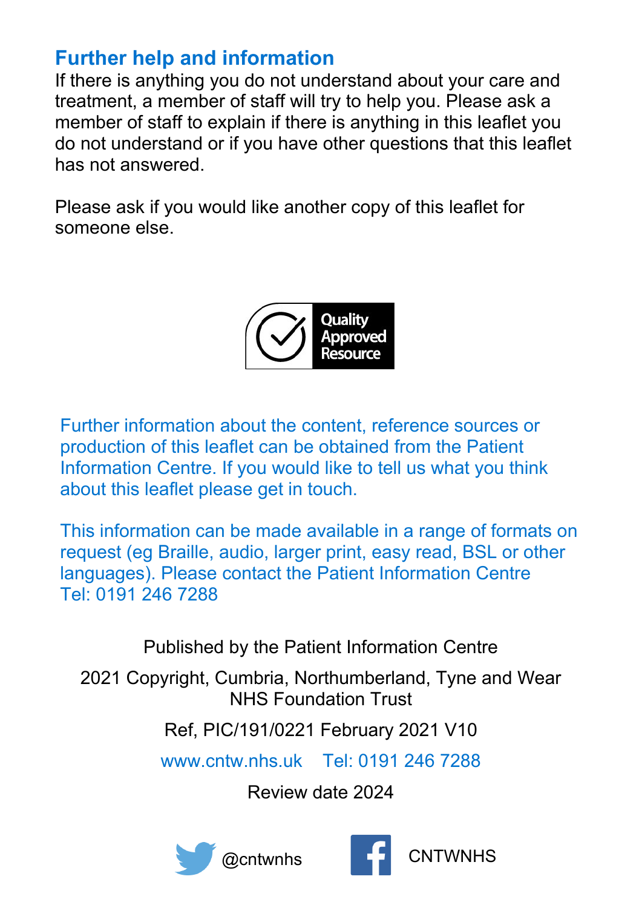## Further help and information

If there is anything you do not understand about your care and treatment, a member of staff will try to help you. Please ask a member of staff to explain if there is anything in this leaflet you do not understand or if you have other questions that this leaflet has not answered.

Please ask if you would like another copy of this leaflet for someone else.

Quality Approved Resource

Further information about the content, reference sources or production of this leaflet can be obtained from the Patient Information Centre. If you would like to tell us what you think about this leaflet please get in touch.

This information can be made available in a range of formats on request (eg Braille, audio, larger print, easy read, BSL or other languages). Please contact the Patient Information Centre Tel: 0191 246 7288

Published by the Patient Information Centre

2021 Copyright, Cumbria, Northumberland, Tyne and Wear NHS Foundation Trust

Ref, PIC/191/0221 February 2021 V10

www.cntw.nhs.uk Tel: 0191 246 7288

Review date 2024

@cntwnhs CNTWNHS